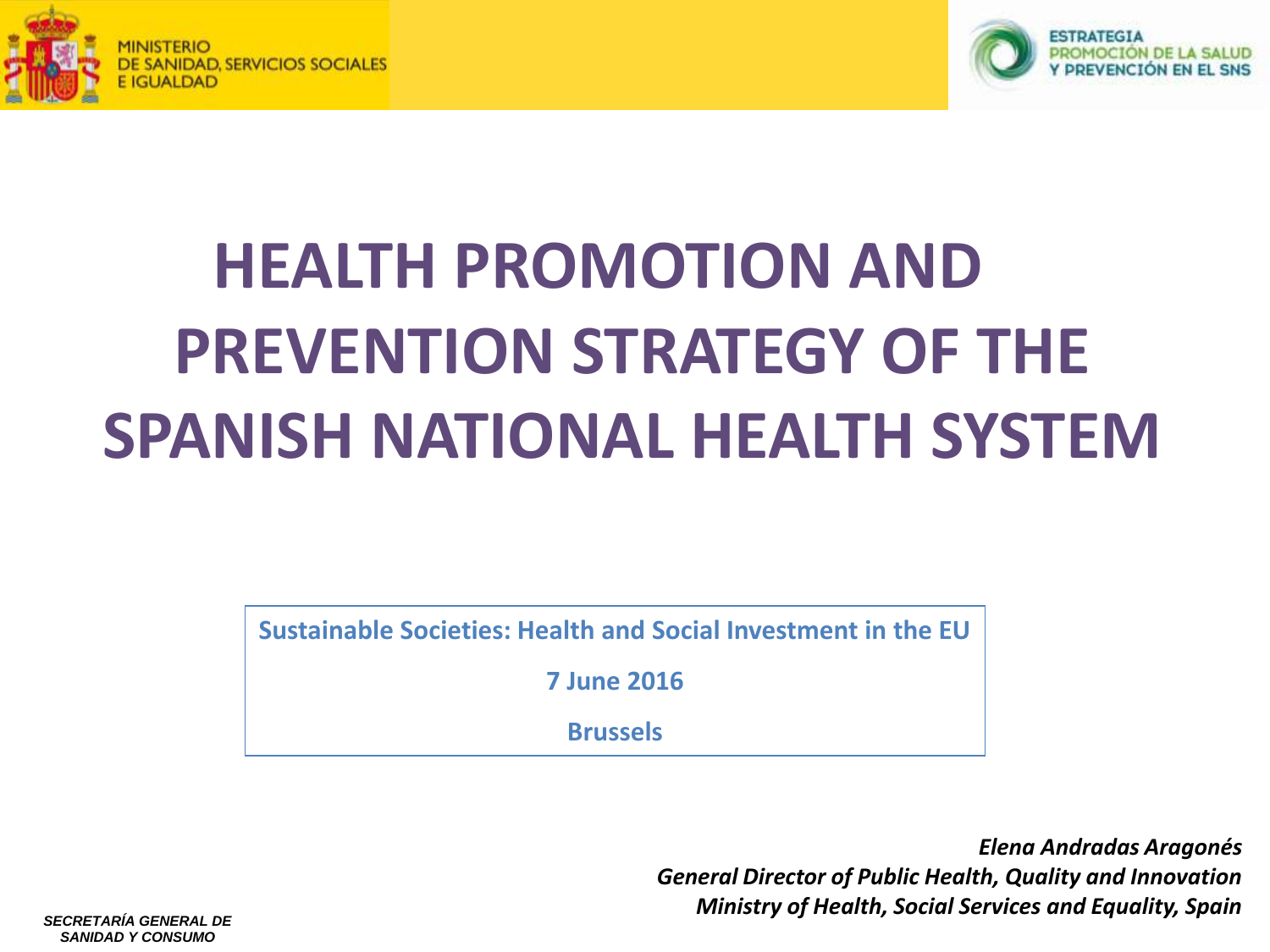MINISTERIO
DE SANIDAD, SERVICIOS SOCIALES
E IGUALDAD

ESTRATEGIA
PROMOCIÓN DE LA SALUD
Y PREVENCIÓN EN EL SNS

# HEALTH PROMOTION AND PREVENTION STRATEGY OF THE SPANISH NATIONAL HEALTH SYSTEM

**Sustainable Societies: Health and Social Investment in the EU**

**7 June 2016**

**Brussels**

***Elena Andradas Aragonés***
***General Director of Public Health, Quality and Innovation***
***Ministry of Health, Social Services and Equality, Spain***

*SECRETARÍA GENERAL DE SANIDAD Y CONSUMO*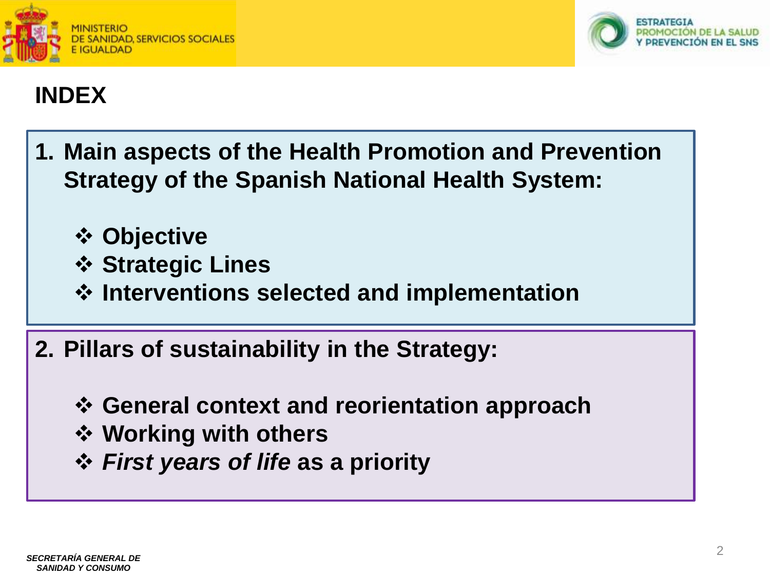# INDEX

1. **Main aspects of the Health Promotion and Prevention Strategy of the Spanish National Health System:**

   - **Objective**
   - **Strategic Lines**
   - **Interventions selected and implementation**

2. **Pillars of sustainability in the Strategy:**

   - **General context and reorientation approach**
   - **Working with others**
   - ***First years of life* as a priority**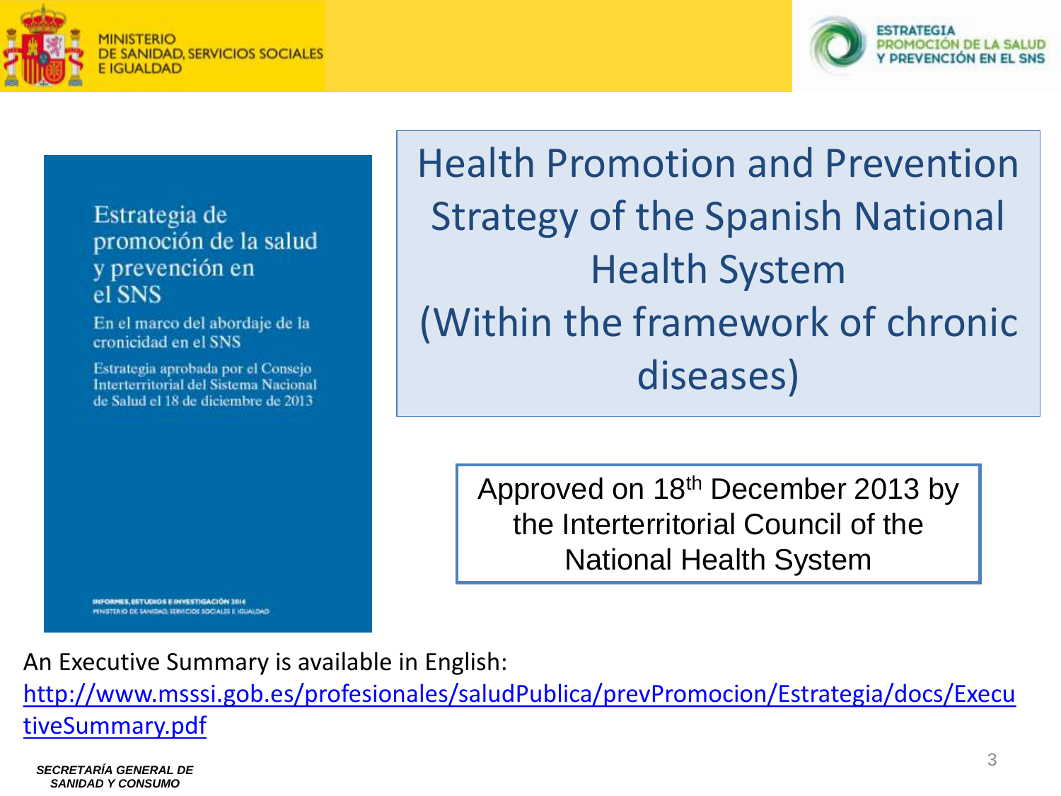MINISTERIO DE SANIDAD, SERVICIOS SOCIALES E IGUALDAD

ESTRATEGIA PROMOCIÓN DE LA SALUD Y PREVENCIÓN EN EL SNS

Estrategia de promoción de la salud y prevención en el SNS

En el marco del abordaje de la cronicidad en el SNS

Estrategia aprobada por el Consejo Interterritorial del Sistema Nacional de Salud el 18 de diciembre de 2013

INFORMES, ESTUDIOS E INVESTIGACIÓN 2014
MINISTERIO DE SANIDAD, SERVICIOS SOCIALES E IGUALDAD

# Health Promotion and Prevention Strategy of the Spanish National Health System (Within the framework of chronic diseases)

Approved on 18th December 2013 by the Interterritorial Council of the National Health System

An Executive Summary is available in English:
[http://www.msssi.gob.es/profesionales/saludPublica/prevPromocion/Estrategia/docs/ExecutiveSummary.pdf](http://www.msssi.gob.es/profesionales/saludPublica/prevPromocion/Estrategia/docs/ExecutiveSummary.pdf)

*SECRETARÍA GENERAL DE SANIDAD Y CONSUMO*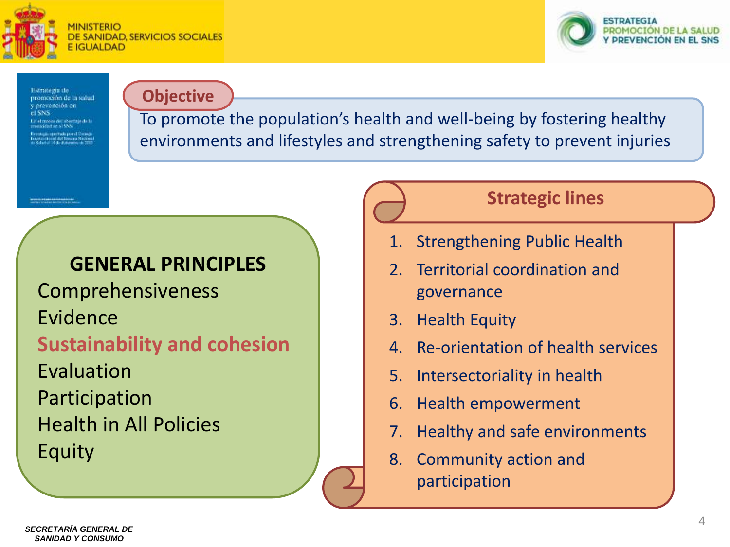MINISTERIO DE SANIDAD, SERVICIOS SOCIALES E IGUALDAD

ESTRATEGIA PROMOCIÓN DE LA SALUD Y PREVENCIÓN EN EL SNS

## Objective

To promote the population's health and well-being by fostering healthy environments and lifestyles and strengthening safety to prevent injuries

## GENERAL PRINCIPLES

- Comprehensiveness
- Evidence
- **Sustainability and cohesion**
- Evaluation
- Participation
- Health in All Policies
- Equity

## Strategic lines

1. Strengthening Public Health
2. Territorial coordination and governance
3. Health Equity
4. Re-orientation of health services
5. Intersectoriality in health
6. Health empowerment
7. Healthy and safe environments
8. Community action and participation

*SECRETARÍA GENERAL DE SANIDAD Y CONSUMO*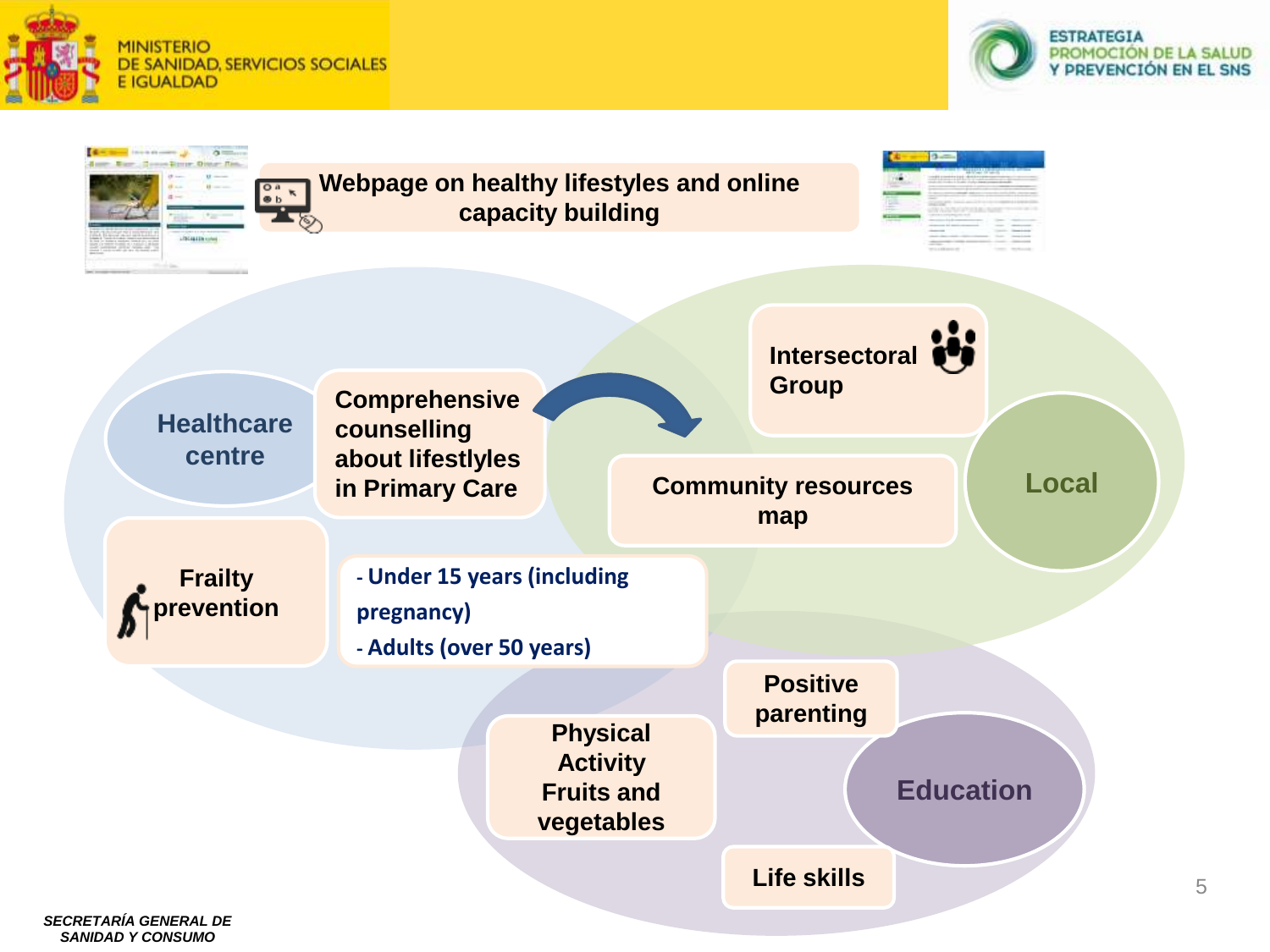**Webpage on healthy lifestyles and online capacity building**

**Healthcare centre**

**Comprehensive counselling about lifestyles in Primary Care**

**Frailty prevention**

- Under 15 years (including pregnancy)
- Adults (over 50 years)

**Intersectoral Group**

**Community resources map**

**Local**

**Positive parenting**

**Physical Activity Fruits and vegetables**

**Education**

**Life skills**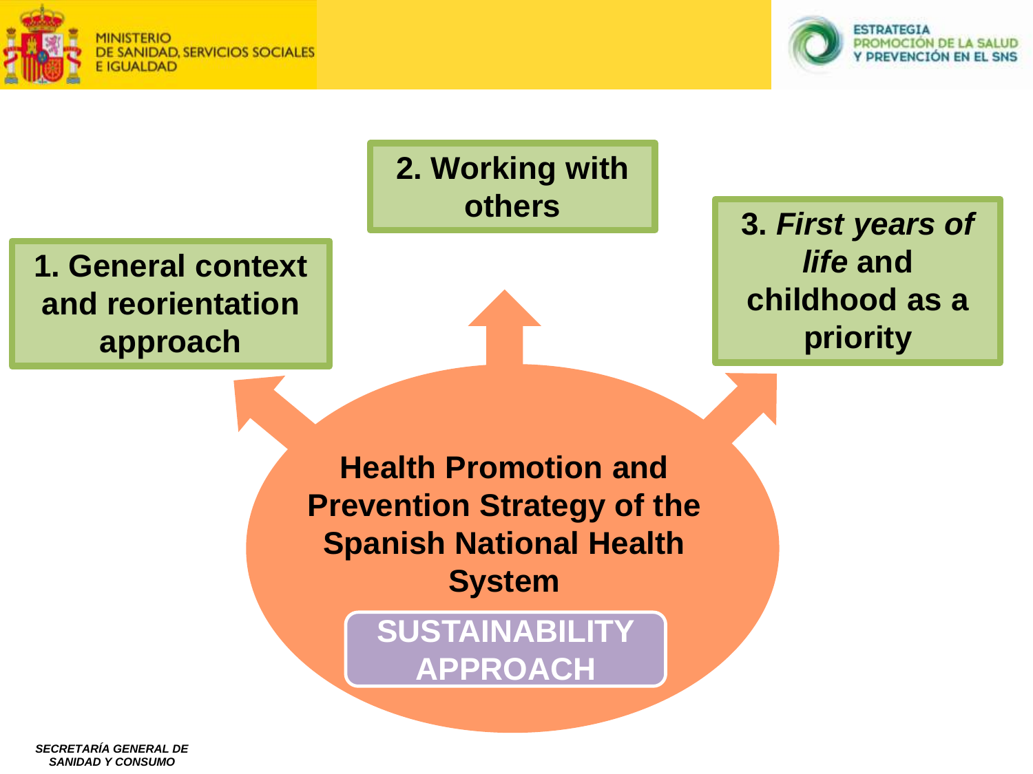MINISTERIO DE SANIDAD, SERVICIOS SOCIALES E IGUALDAD

ESTRATEGIA PROMOCIÓN DE LA SALUD Y PREVENCIÓN EN EL SNS

**1. General context and reorientation approach**

**2. Working with others**

**3. *First years of life* and childhood as a priority**

**Health Promotion and Prevention Strategy of the Spanish National Health System**

**SUSTAINABILITY APPROACH**

***SECRETARÍA GENERAL DE SANIDAD Y CONSUMO***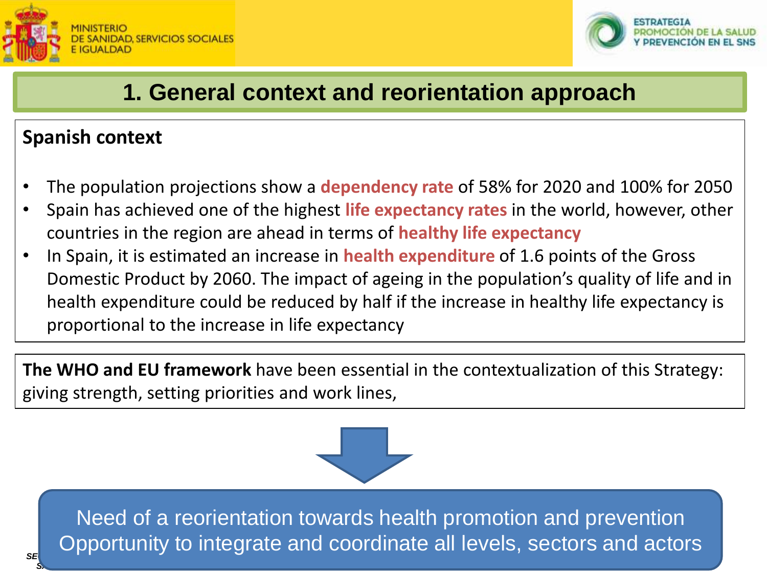# 1. General context and reorientation approach

**Spanish context**

- The population projections show a **dependency rate** of 58% for 2020 and 100% for 2050
- Spain has achieved one of the highest **life expectancy rates** in the world, however, other countries in the region are ahead in terms of **healthy life expectancy**
- In Spain, it is estimated an increase in **health expenditure** of 1.6 points of the Gross Domestic Product by 2060. The impact of ageing in the population's quality of life and in health expenditure could be reduced by half if the increase in healthy life expectancy is proportional to the increase in life expectancy

**The WHO and EU framework** have been essential in the contextualization of this Strategy: giving strength, setting priorities and work lines,

Need of a reorientation towards health promotion and prevention
Opportunity to integrate and coordinate all levels, sectors and actors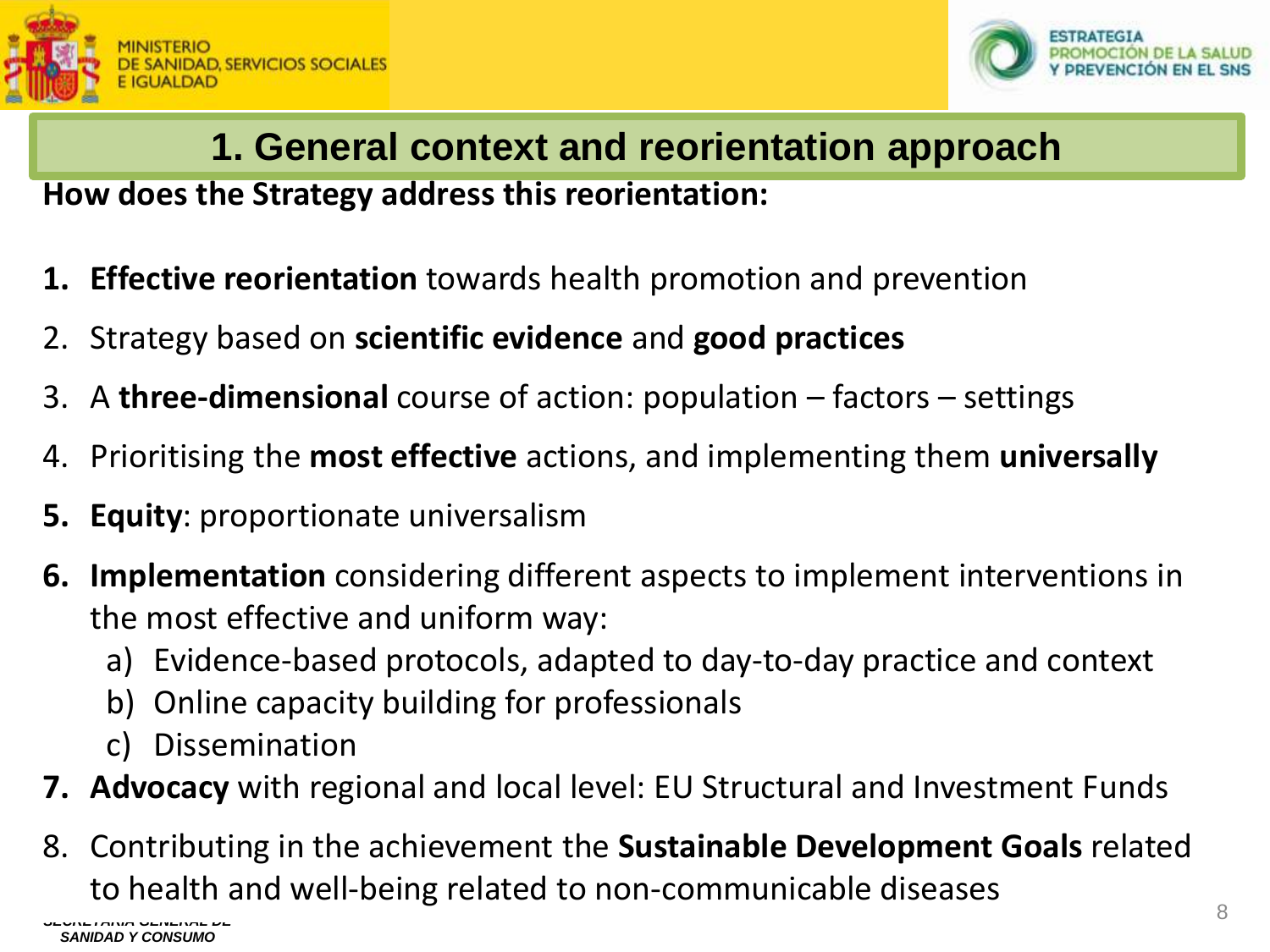# 1. General context and reorientation approach

**How does the Strategy address this reorientation:**

1. **Effective reorientation** towards health promotion and prevention
2. Strategy based on **scientific evidence** and **good practices**
3. A **three-dimensional** course of action: population – factors – settings
4. Prioritising the **most effective** actions, and implementing them **universally**
5. **Equity**: proportionate universalism
6. **Implementation** considering different aspects to implement interventions in the most effective and uniform way:
   a) Evidence-based protocols, adapted to day-to-day practice and context
   b) Online capacity building for professionals
   c) Dissemination
7. **Advocacy** with regional and local level: EU Structural and Investment Funds
8. Contributing in the achievement the **Sustainable Development Goals** related to health and well-being related to non-communicable diseases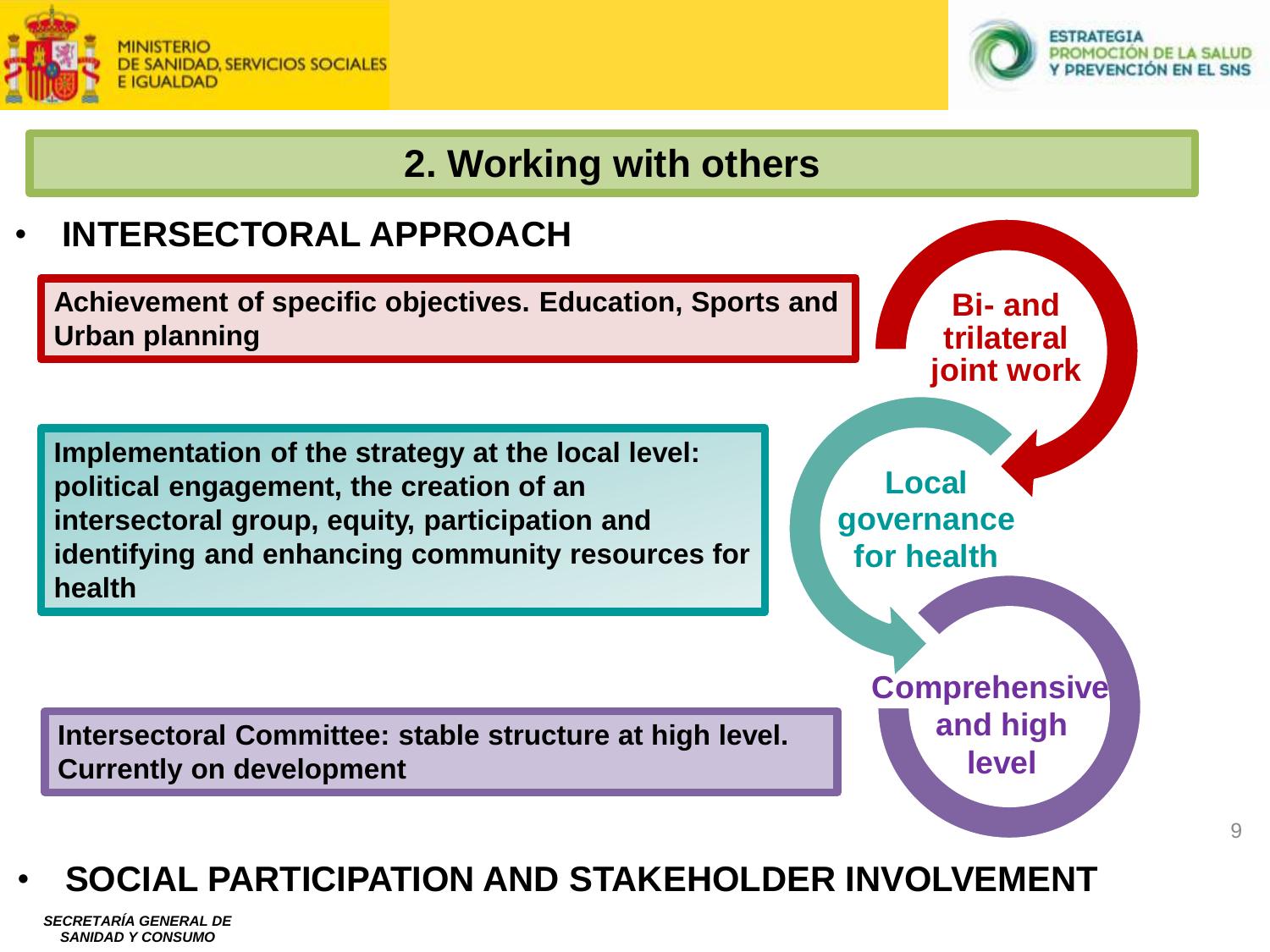## 2. Working with others

- **INTERSECTORAL APPROACH**

**Achievement of specific objectives. Education, Sports and Urban planning**

**Bi- and trilateral joint work**

**Implementation of the strategy at the local level: political engagement, the creation of an intersectoral group, equity, participation and identifying and enhancing community resources for health**

**Local governance for health**

**Intersectoral Committee: stable structure at high level. Currently on development**

**Comprehensive and high level**

- **SOCIAL PARTICIPATION AND STAKEHOLDER INVOLVEMENT**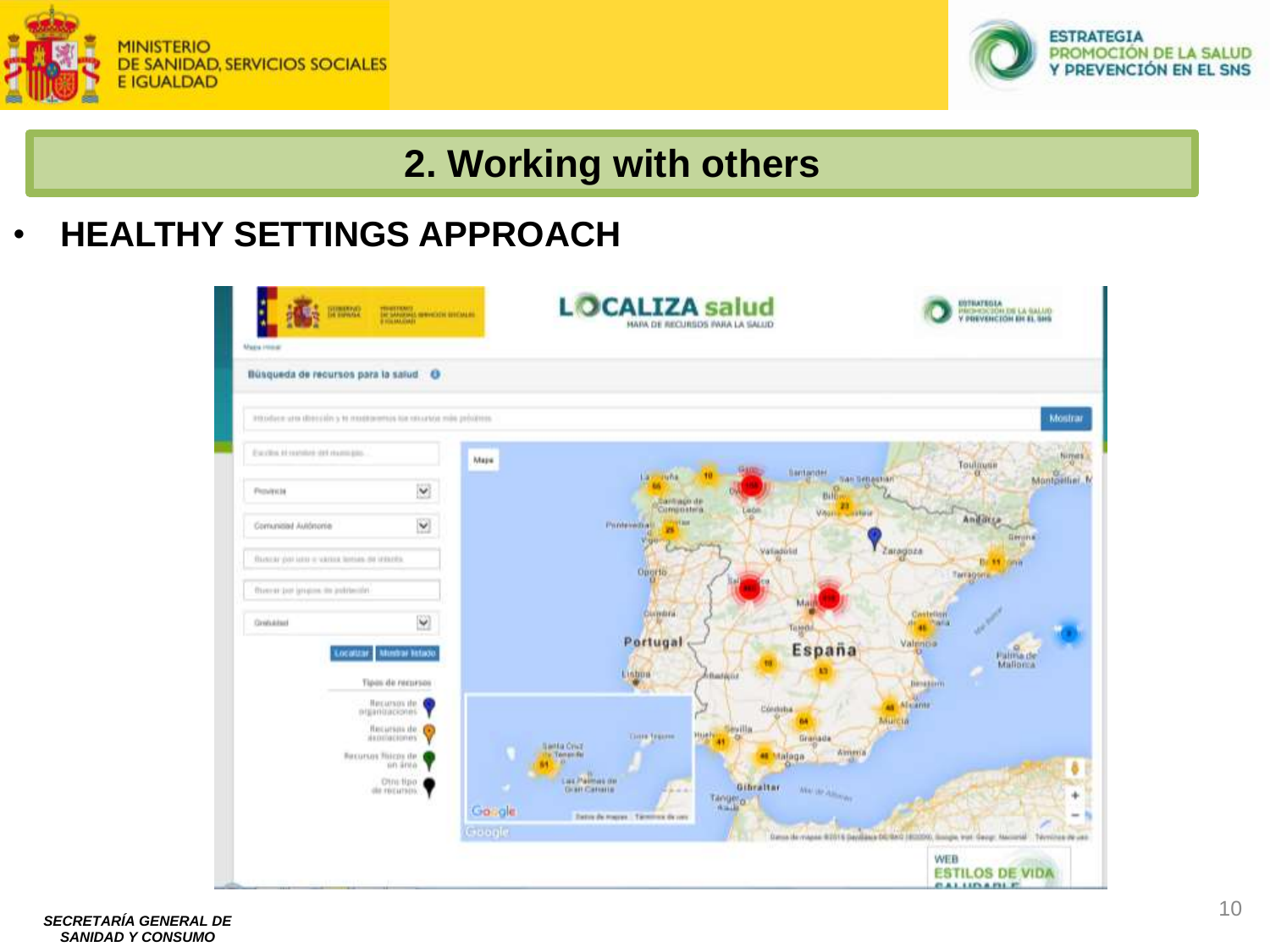# 2. Working with others

- **HEALTHY SETTINGS APPROACH**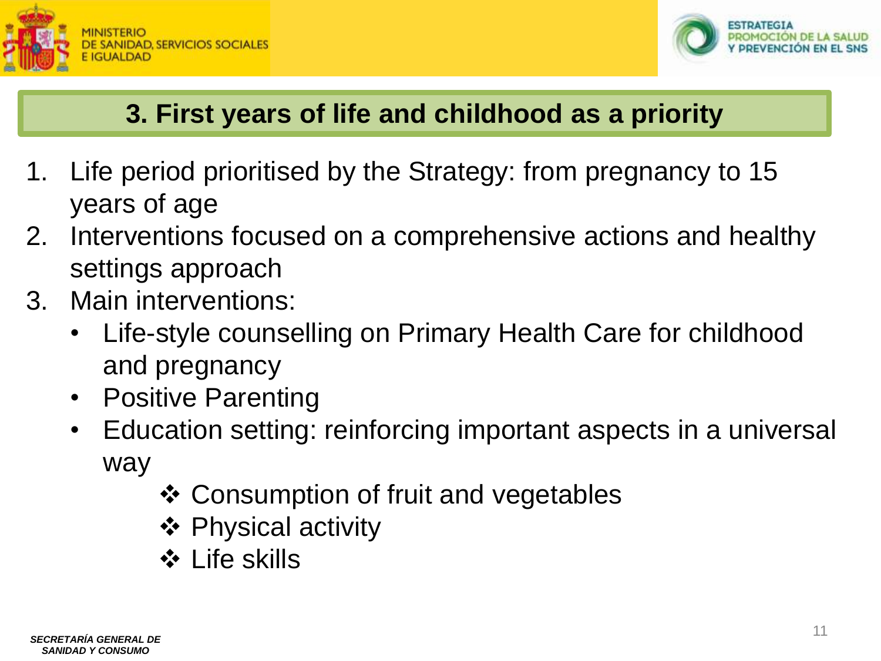## 3. First years of life and childhood as a priority

1. Life period prioritised by the Strategy: from pregnancy to 15 years of age
2. Interventions focused on a comprehensive actions and healthy settings approach
3. Main interventions:
   - Life-style counselling on Primary Health Care for childhood and pregnancy
   - Positive Parenting
   - Education setting: reinforcing important aspects in a universal way
     - ❖ Consumption of fruit and vegetables
     - ❖ Physical activity
     - ❖ Life skills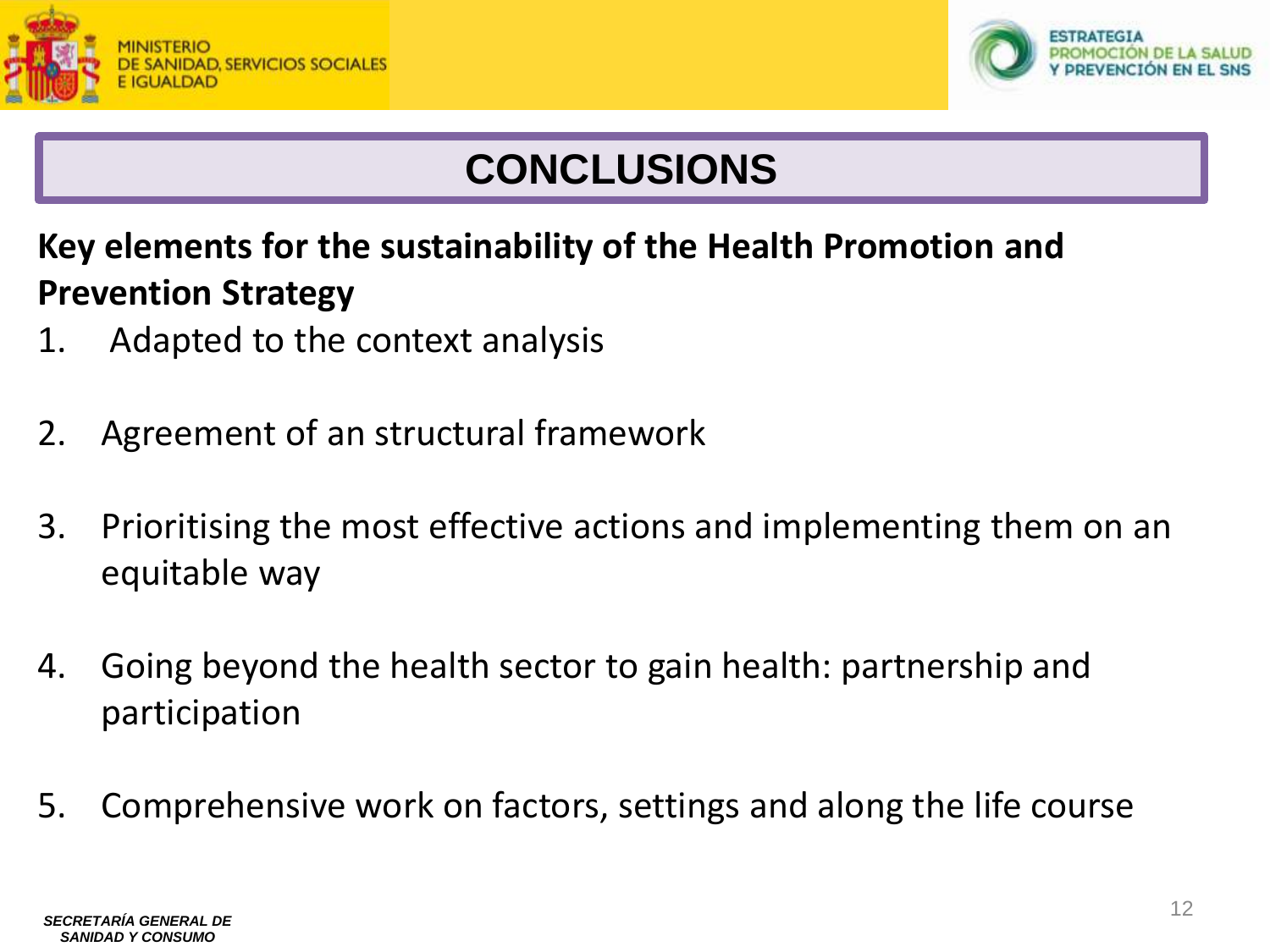# CONCLUSIONS

**Key elements for the sustainability of the Health Promotion and Prevention Strategy**

1. Adapted to the context analysis
2. Agreement of an structural framework
3. Prioritising the most effective actions and implementing them on an equitable way
4. Going beyond the health sector to gain health: partnership and participation
5. Comprehensive work on factors, settings and along the life course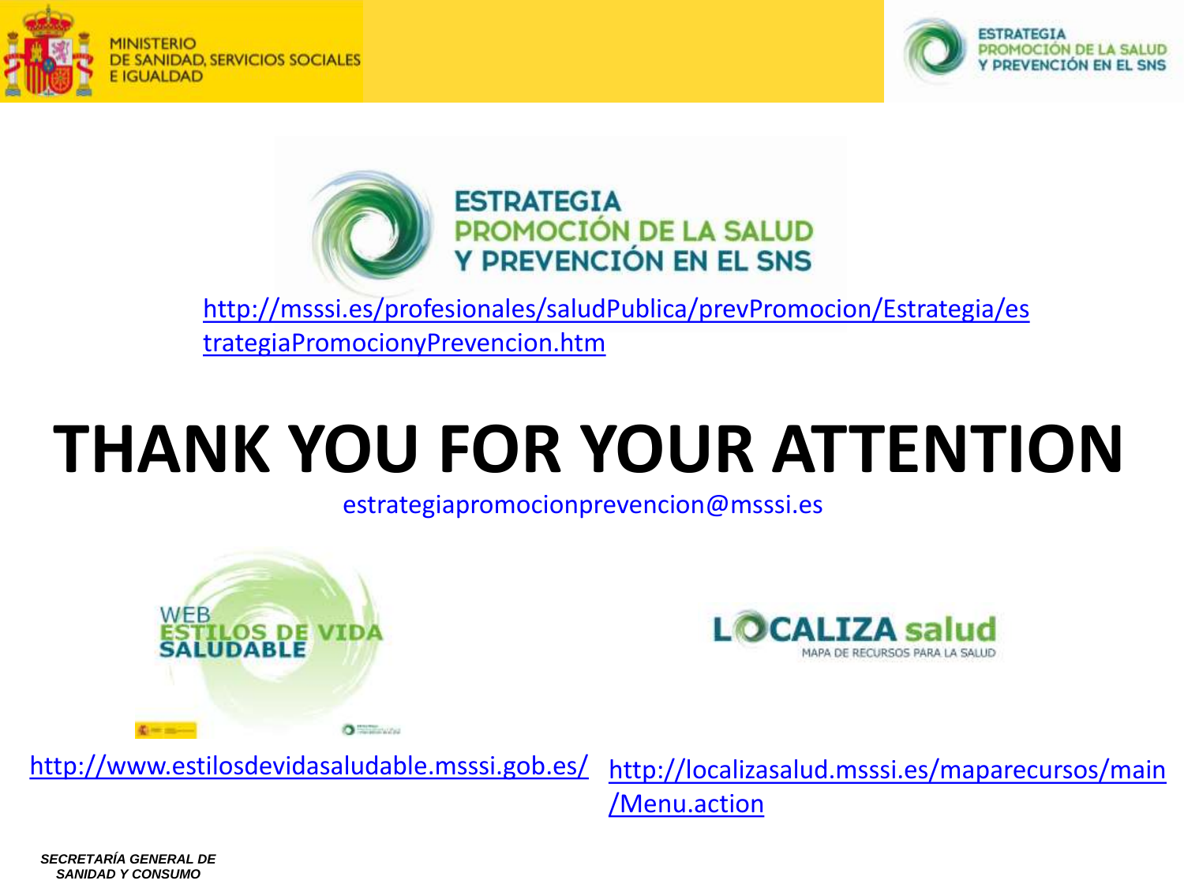MINISTERIO DE SANIDAD, SERVICIOS SOCIALES E IGUALDAD

ESTRATEGIA PROMOCIÓN DE LA SALUD Y PREVENCIÓN EN EL SNS

ESTRATEGIA PROMOCIÓN DE LA SALUD Y PREVENCIÓN EN EL SNS

http://msssi.es/profesionales/saludPublica/prevPromocion/Estrategia/estrategiaPromocionyPrevencion.htm

# THANK YOU FOR YOUR ATTENTION

estrategiapromocionprevencion@msssi.es

WEB ESTILOS DE VIDA SALUDABLE

http://www.estilosdevidasaludable.msssi.gob.es/

LOCALIZA salud
MAPA DE RECURSOS PARA LA SALUD

http://localizasalud.msssi.es/maparecursos/main/Menu.action

*SECRETARÍA GENERAL DE SANIDAD Y CONSUMO*